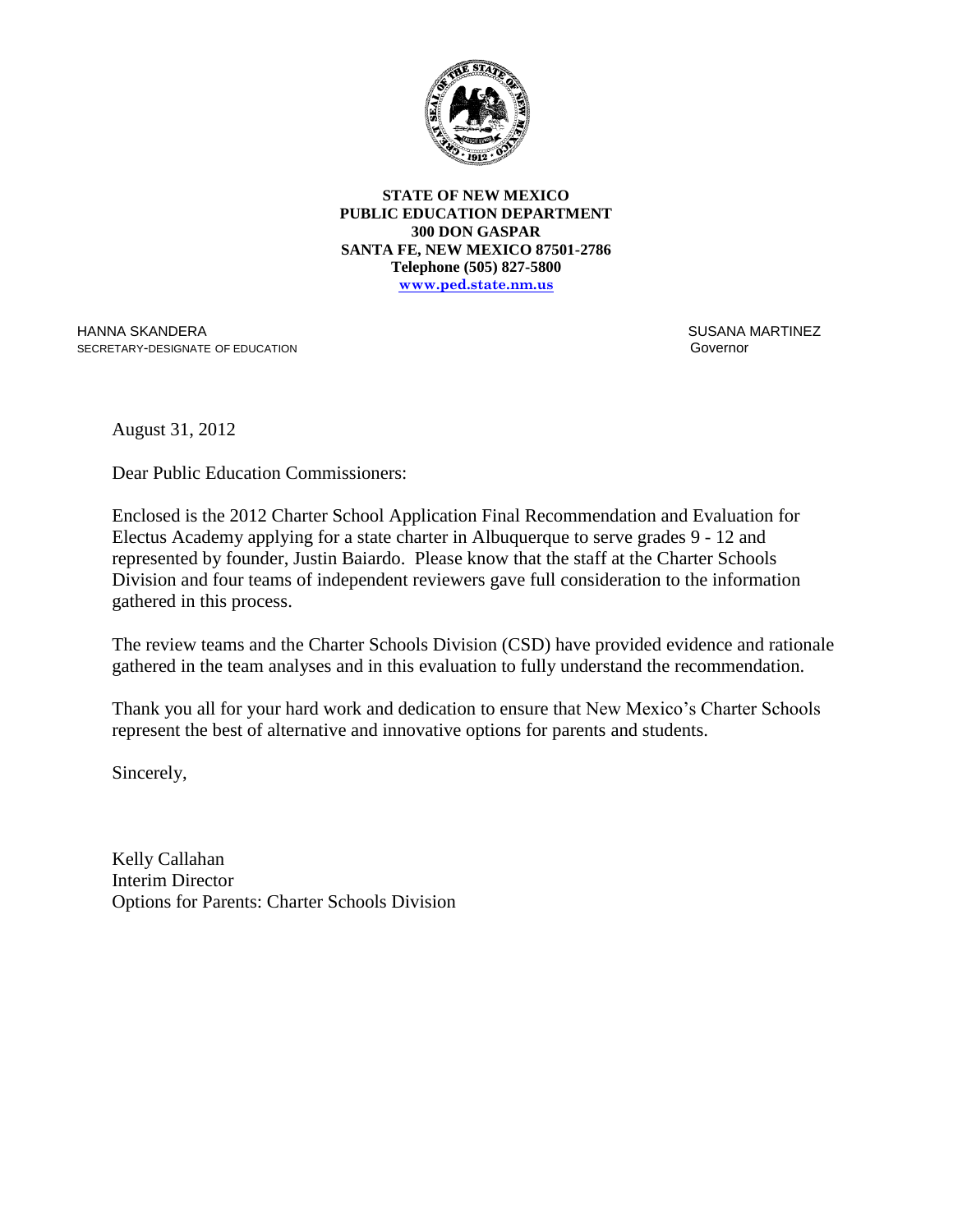**STATE OF NEW MEXICO**
**PUBLIC EDUCATION DEPARTMENT**
**300 DON GASPAR**
**SANTA FE, NEW MEXICO 87501-2786**
**Telephone (505) 827-5800**
**www.ped.state.nm.us**

HANNA SKANDERA
SECRETARY-DESIGNATE OF EDUCATION

SUSANA MARTINEZ
Governor

August 31, 2012

Dear Public Education Commissioners:

Enclosed is the 2012 Charter School Application Final Recommendation and Evaluation for Electus Academy applying for a state charter in Albuquerque to serve grades 9 - 12 and represented by founder, Justin Baiardo. Please know that the staff at the Charter Schools Division and four teams of independent reviewers gave full consideration to the information gathered in this process.

The review teams and the Charter Schools Division (CSD) have provided evidence and rationale gathered in the team analyses and in this evaluation to fully understand the recommendation.

Thank you all for your hard work and dedication to ensure that New Mexico's Charter Schools represent the best of alternative and innovative options for parents and students.

Sincerely,

Kelly Callahan
Interim Director
Options for Parents: Charter Schools Division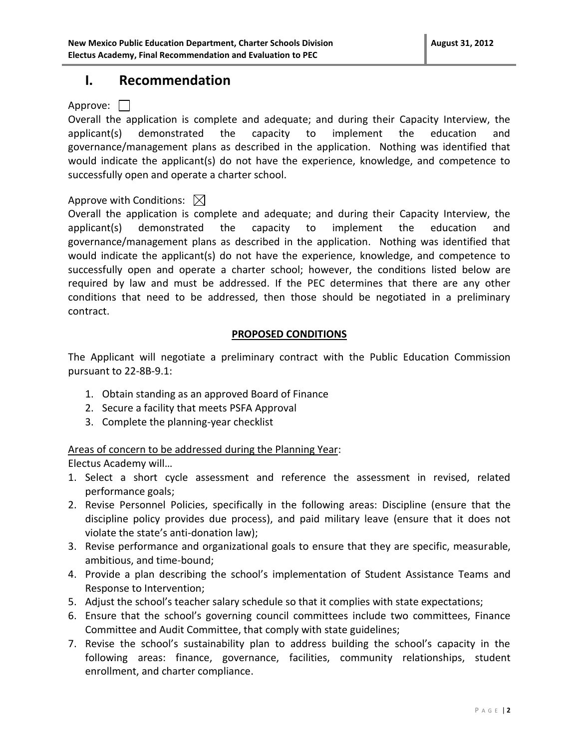# I. Recommendation

Approve: ☐

Overall the application is complete and adequate; and during their Capacity Interview, the applicant(s) demonstrated the capacity to implement the education and governance/management plans as described in the application. Nothing was identified that would indicate the applicant(s) do not have the experience, knowledge, and competence to successfully open and operate a charter school.

Approve with Conditions: ☒

Overall the application is complete and adequate; and during their Capacity Interview, the applicant(s) demonstrated the capacity to implement the education and governance/management plans as described in the application. Nothing was identified that would indicate the applicant(s) do not have the experience, knowledge, and competence to successfully open and operate a charter school; however, the conditions listed below are required by law and must be addressed. If the PEC determines that there are any other conditions that need to be addressed, then those should be negotiated in a preliminary contract.

**PROPOSED CONDITIONS**

The Applicant will negotiate a preliminary contract with the Public Education Commission pursuant to 22-8B-9.1:

1. Obtain standing as an approved Board of Finance
2. Secure a facility that meets PSFA Approval
3. Complete the planning-year checklist

Areas of concern to be addressed during the Planning Year:

Electus Academy will…

1. Select a short cycle assessment and reference the assessment in revised, related performance goals;
2. Revise Personnel Policies, specifically in the following areas: Discipline (ensure that the discipline policy provides due process), and paid military leave (ensure that it does not violate the state's anti-donation law);
3. Revise performance and organizational goals to ensure that they are specific, measurable, ambitious, and time-bound;
4. Provide a plan describing the school's implementation of Student Assistance Teams and Response to Intervention;
5. Adjust the school's teacher salary schedule so that it complies with state expectations;
6. Ensure that the school's governing council committees include two committees, Finance Committee and Audit Committee, that comply with state guidelines;
7. Revise the school's sustainability plan to address building the school's capacity in the following areas: finance, governance, facilities, community relationships, student enrollment, and charter compliance.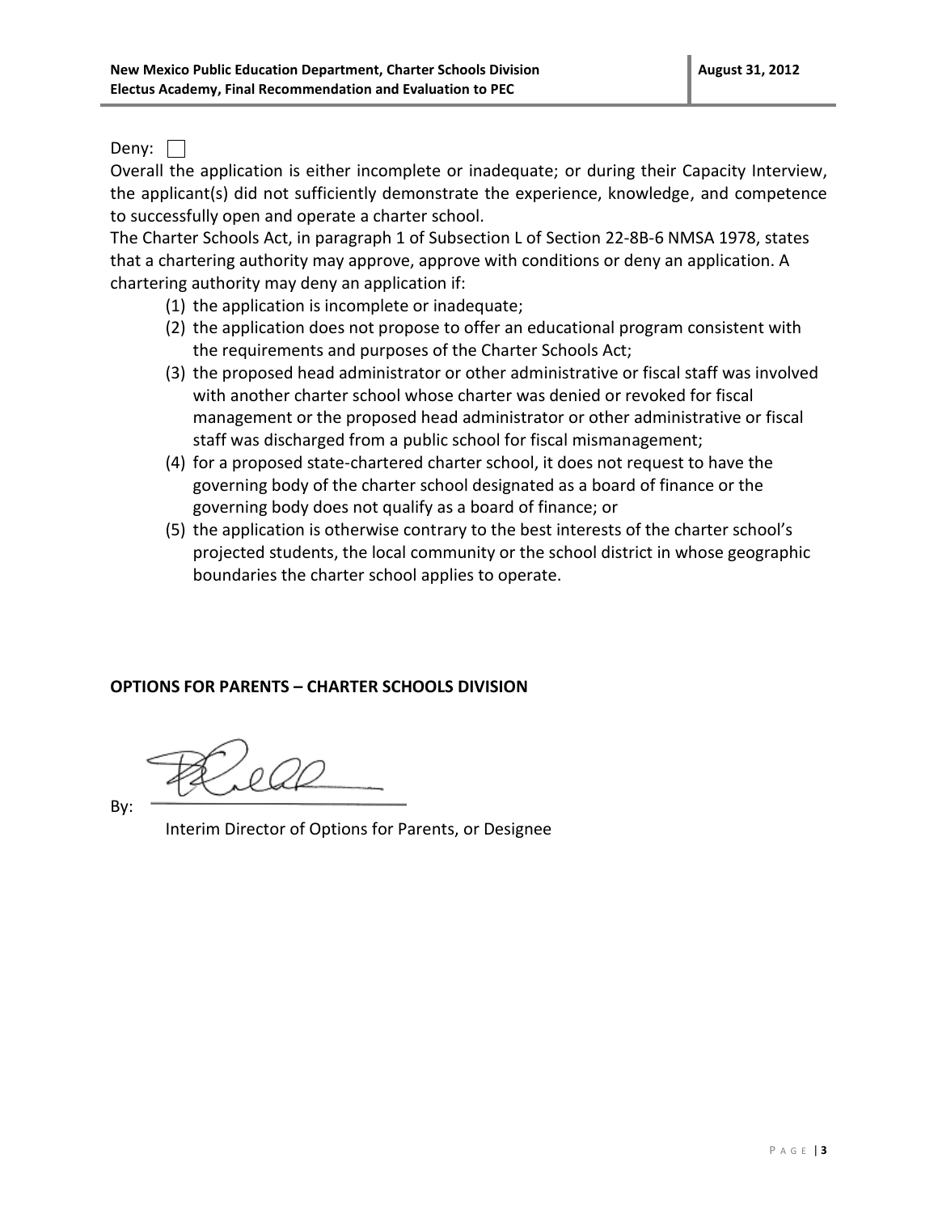Deny: ☐

Overall the application is either incomplete or inadequate; or during their Capacity Interview, the applicant(s) did not sufficiently demonstrate the experience, knowledge, and competence to successfully open and operate a charter school.

The Charter Schools Act, in paragraph 1 of Subsection L of Section 22-8B-6 NMSA 1978, states that a chartering authority may approve, approve with conditions or deny an application. A chartering authority may deny an application if:

1. the application is incomplete or inadequate;
2. the application does not propose to offer an educational program consistent with the requirements and purposes of the Charter Schools Act;
3. the proposed head administrator or other administrative or fiscal staff was involved with another charter school whose charter was denied or revoked for fiscal management or the proposed head administrator or other administrative or fiscal staff was discharged from a public school for fiscal mismanagement;
4. for a proposed state-chartered charter school, it does not request to have the governing body of the charter school designated as a board of finance or the governing body does not qualify as a board of finance; or
5. the application is otherwise contrary to the best interests of the charter school's projected students, the local community or the school district in whose geographic boundaries the charter school applies to operate.

**OPTIONS FOR PARENTS – CHARTER SCHOOLS DIVISION**

By: ______________________________

Interim Director of Options for Parents, or Designee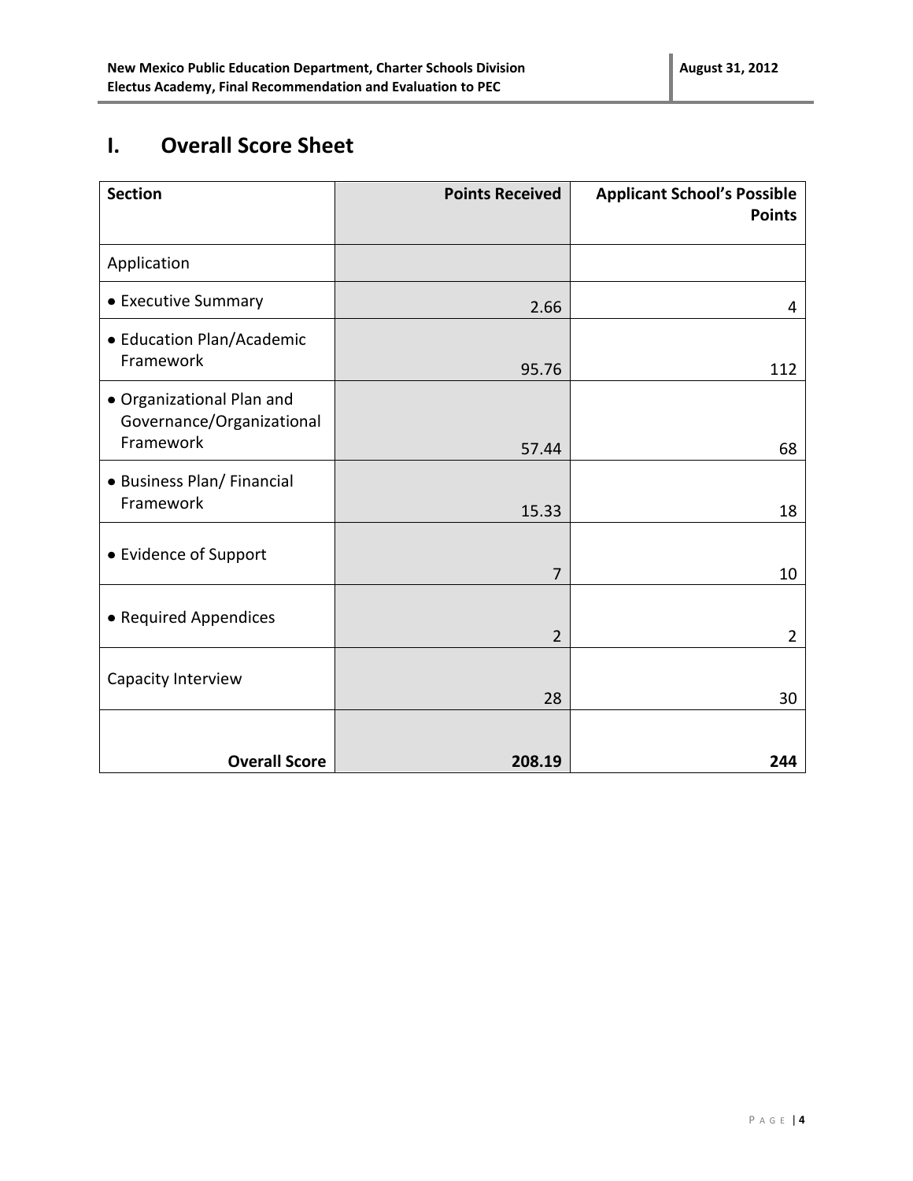# I. Overall Score Sheet

| Section | Points Received | Applicant School's Possible Points |
|---|---|---|
| Application | | |
| • Executive Summary | 2.66 | 4 |
| • Education Plan/Academic Framework | 95.76 | 112 |
| • Organizational Plan and Governance/Organizational Framework | 57.44 | 68 |
| • Business Plan/ Financial Framework | 15.33 | 18 |
| • Evidence of Support | 7 | 10 |
| • Required Appendices | 2 | 2 |
| Capacity Interview | 28 | 30 |
| **Overall Score** | **208.19** | **244** |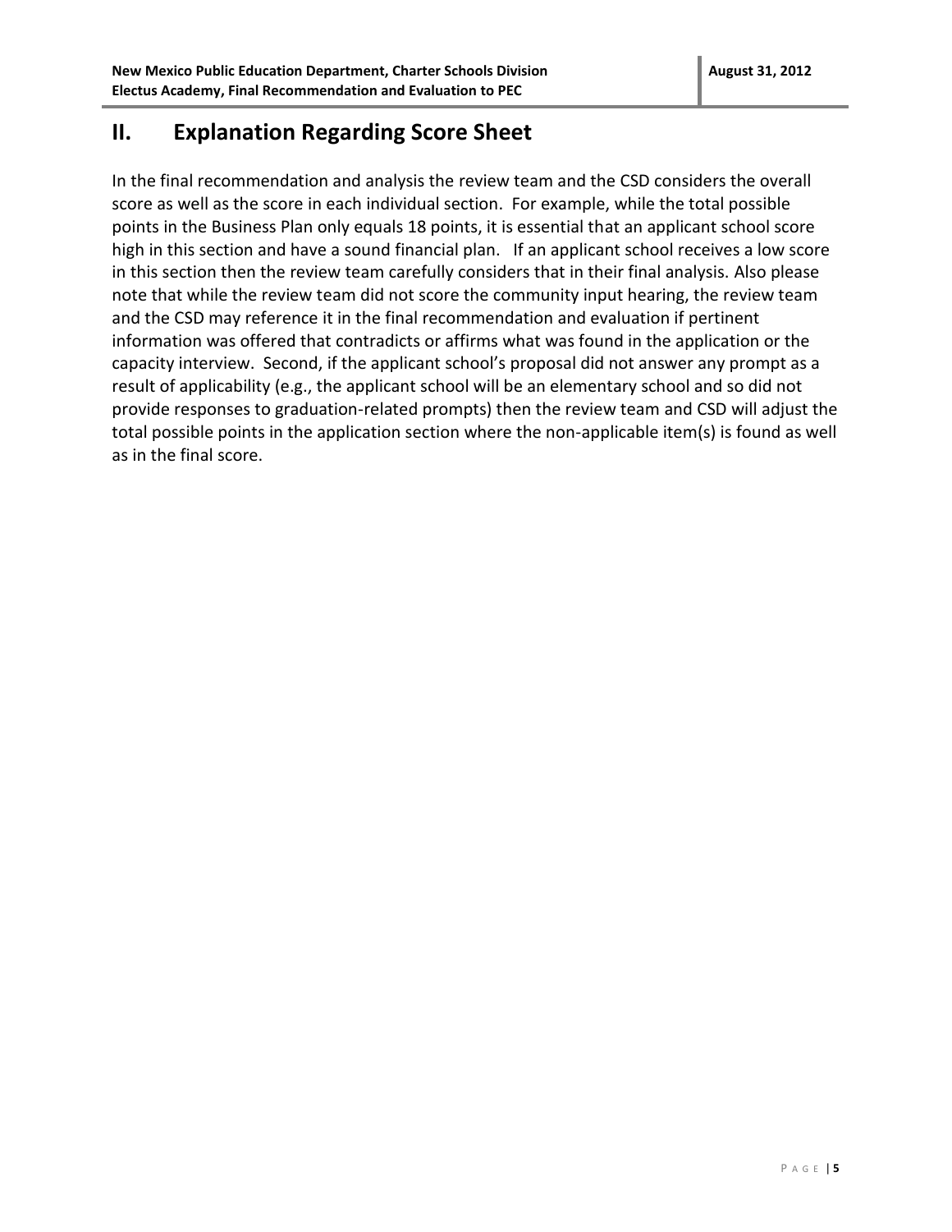## II. Explanation Regarding Score Sheet

In the final recommendation and analysis the review team and the CSD considers the overall score as well as the score in each individual section. For example, while the total possible points in the Business Plan only equals 18 points, it is essential that an applicant school score high in this section and have a sound financial plan. If an applicant school receives a low score in this section then the review team carefully considers that in their final analysis. Also please note that while the review team did not score the community input hearing, the review team and the CSD may reference it in the final recommendation and evaluation if pertinent information was offered that contradicts or affirms what was found in the application or the capacity interview. Second, if the applicant school's proposal did not answer any prompt as a result of applicability (e.g., the applicant school will be an elementary school and so did not provide responses to graduation-related prompts) then the review team and CSD will adjust the total possible points in the application section where the non-applicable item(s) is found as well as in the final score.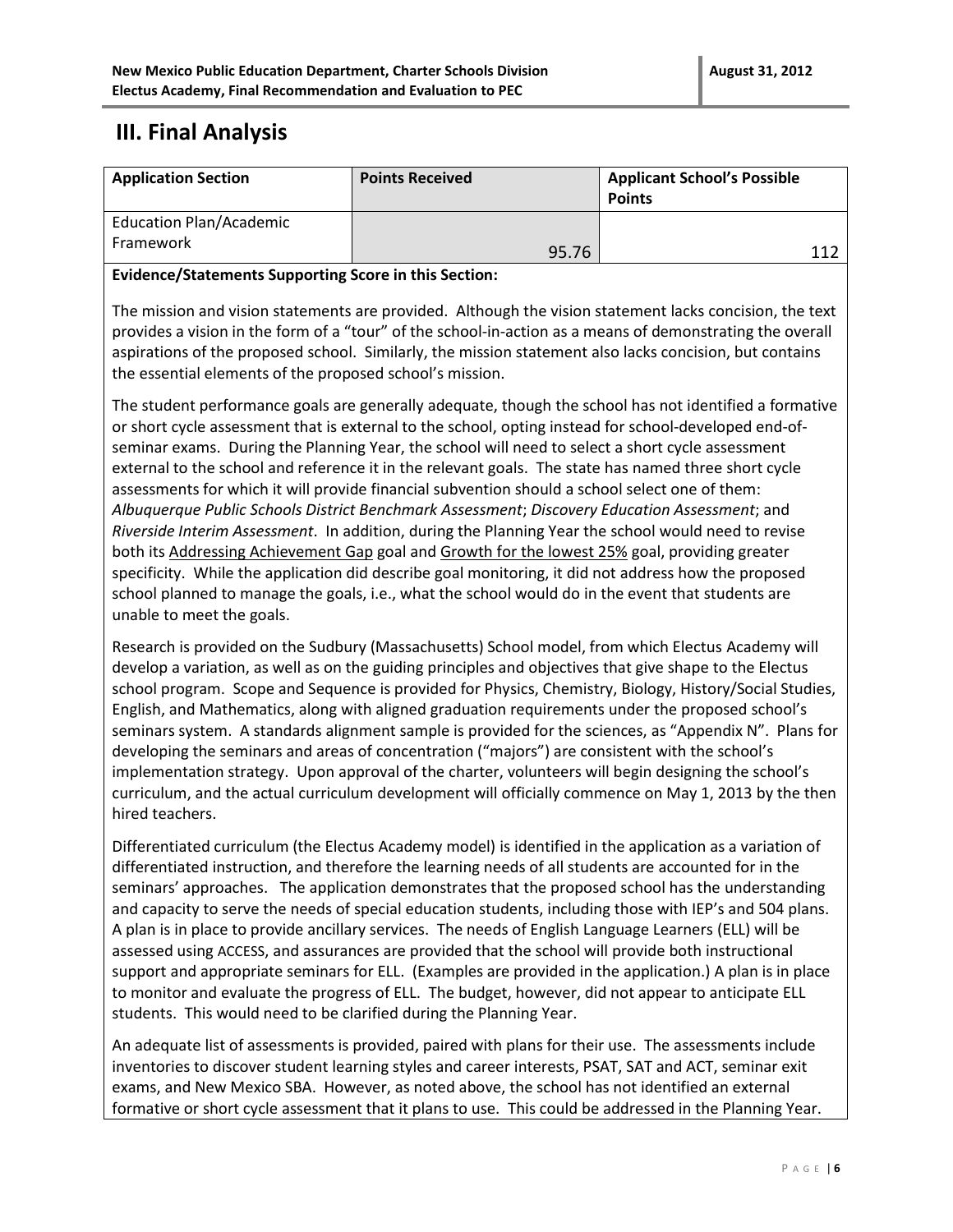# III. Final Analysis

| Application Section | Points Received | Applicant School's Possible Points |
|---|---|---|
| Education Plan/Academic Framework | 95.76 | 112 |

**Evidence/Statements Supporting Score in this Section:**

The mission and vision statements are provided. Although the vision statement lacks concision, the text provides a vision in the form of a "tour" of the school-in-action as a means of demonstrating the overall aspirations of the proposed school. Similarly, the mission statement also lacks concision, but contains the essential elements of the proposed school's mission.

The student performance goals are generally adequate, though the school has not identified a formative or short cycle assessment that is external to the school, opting instead for school-developed end-of-seminar exams. During the Planning Year, the school will need to select a short cycle assessment external to the school and reference it in the relevant goals. The state has named three short cycle assessments for which it will provide financial subvention should a school select one of them: *Albuquerque Public Schools District Benchmark Assessment*; *Discovery Education Assessment*; and *Riverside Interim Assessment*. In addition, during the Planning Year the school would need to revise both its Addressing Achievement Gap goal and Growth for the lowest 25% goal, providing greater specificity. While the application did describe goal monitoring, it did not address how the proposed school planned to manage the goals, i.e., what the school would do in the event that students are unable to meet the goals.

Research is provided on the Sudbury (Massachusetts) School model, from which Electus Academy will develop a variation, as well as on the guiding principles and objectives that give shape to the Electus school program. Scope and Sequence is provided for Physics, Chemistry, Biology, History/Social Studies, English, and Mathematics, along with aligned graduation requirements under the proposed school's seminars system. A standards alignment sample is provided for the sciences, as "Appendix N". Plans for developing the seminars and areas of concentration ("majors") are consistent with the school's implementation strategy. Upon approval of the charter, volunteers will begin designing the school's curriculum, and the actual curriculum development will officially commence on May 1, 2013 by the then hired teachers.

Differentiated curriculum (the Electus Academy model) is identified in the application as a variation of differentiated instruction, and therefore the learning needs of all students are accounted for in the seminars' approaches. The application demonstrates that the proposed school has the understanding and capacity to serve the needs of special education students, including those with IEP's and 504 plans. A plan is in place to provide ancillary services. The needs of English Language Learners (ELL) will be assessed using ACCESS, and assurances are provided that the school will provide both instructional support and appropriate seminars for ELL. (Examples are provided in the application.) A plan is in place to monitor and evaluate the progress of ELL. The budget, however, did not appear to anticipate ELL students. This would need to be clarified during the Planning Year.

An adequate list of assessments is provided, paired with plans for their use. The assessments include inventories to discover student learning styles and career interests, PSAT, SAT and ACT, seminar exit exams, and New Mexico SBA. However, as noted above, the school has not identified an external formative or short cycle assessment that it plans to use. This could be addressed in the Planning Year.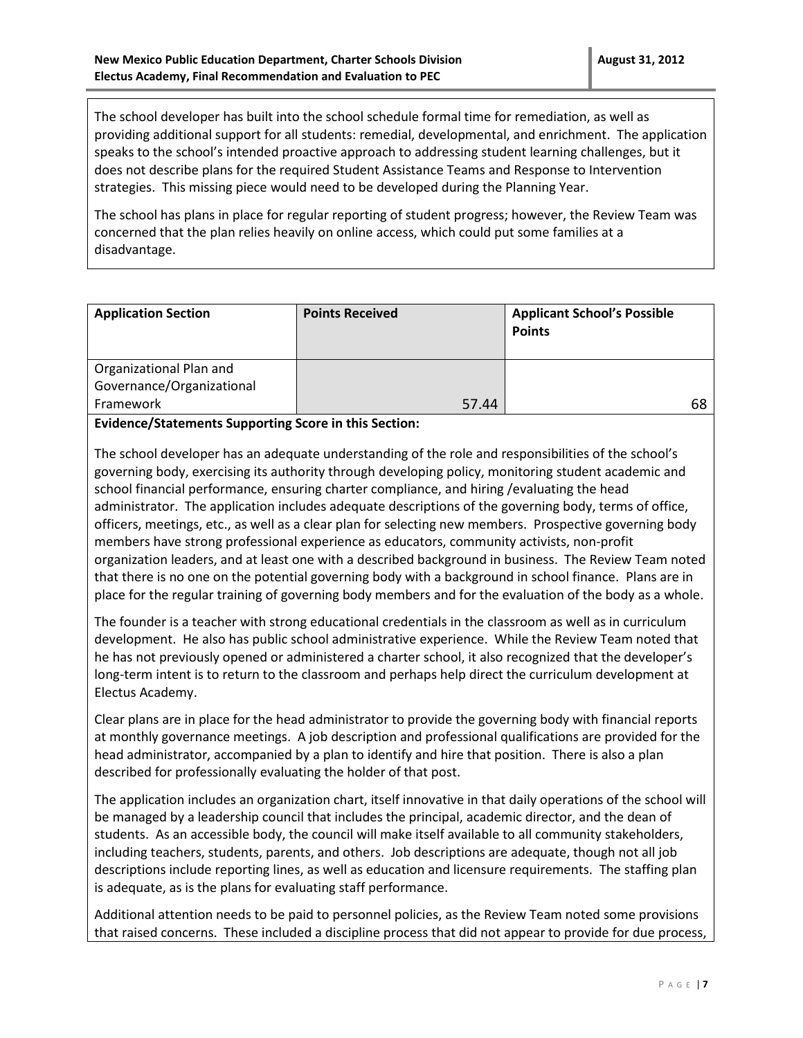The school developer has built into the school schedule formal time for remediation, as well as providing additional support for all students: remedial, developmental, and enrichment. The application speaks to the school's intended proactive approach to addressing student learning challenges, but it does not describe plans for the required Student Assistance Teams and Response to Intervention strategies. This missing piece would need to be developed during the Planning Year.

The school has plans in place for regular reporting of student progress; however, the Review Team was concerned that the plan relies heavily on online access, which could put some families at a disadvantage.

| Application Section | Points Received | Applicant School's Possible Points |
|---|---|---|
| Organizational Plan and Governance/Organizational Framework | 57.44 | 68 |

**Evidence/Statements Supporting Score in this Section:**

The school developer has an adequate understanding of the role and responsibilities of the school's governing body, exercising its authority through developing policy, monitoring student academic and school financial performance, ensuring charter compliance, and hiring /evaluating the head administrator. The application includes adequate descriptions of the governing body, terms of office, officers, meetings, etc., as well as a clear plan for selecting new members. Prospective governing body members have strong professional experience as educators, community activists, non-profit organization leaders, and at least one with a described background in business. The Review Team noted that there is no one on the potential governing body with a background in school finance. Plans are in place for the regular training of governing body members and for the evaluation of the body as a whole.

The founder is a teacher with strong educational credentials in the classroom as well as in curriculum development. He also has public school administrative experience. While the Review Team noted that he has not previously opened or administered a charter school, it also recognized that the developer's long-term intent is to return to the classroom and perhaps help direct the curriculum development at Electus Academy.

Clear plans are in place for the head administrator to provide the governing body with financial reports at monthly governance meetings. A job description and professional qualifications are provided for the head administrator, accompanied by a plan to identify and hire that position. There is also a plan described for professionally evaluating the holder of that post.

The application includes an organization chart, itself innovative in that daily operations of the school will be managed by a leadership council that includes the principal, academic director, and the dean of students. As an accessible body, the council will make itself available to all community stakeholders, including teachers, students, parents, and others. Job descriptions are adequate, though not all job descriptions include reporting lines, as well as education and licensure requirements. The staffing plan is adequate, as is the plans for evaluating staff performance.

Additional attention needs to be paid to personnel policies, as the Review Team noted some provisions that raised concerns. These included a discipline process that did not appear to provide for due process,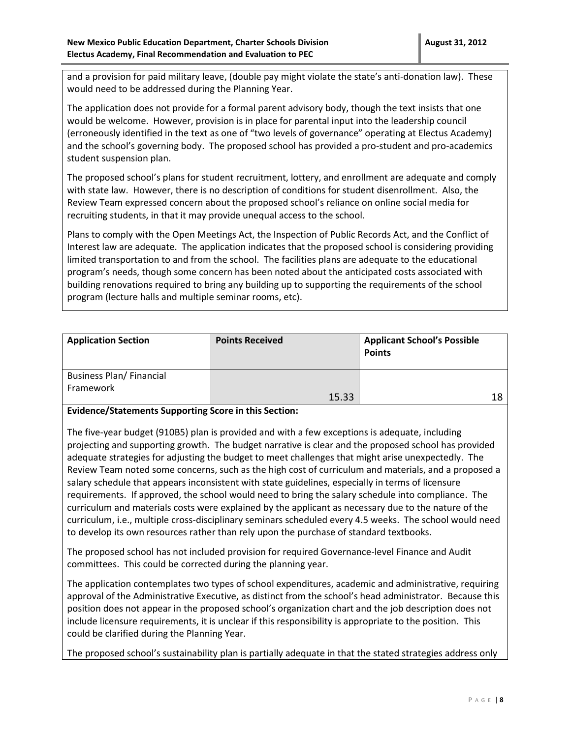and a provision for paid military leave, (double pay might violate the state's anti-donation law). These would need to be addressed during the Planning Year.

The application does not provide for a formal parent advisory body, though the text insists that one would be welcome. However, provision is in place for parental input into the leadership council (erroneously identified in the text as one of "two levels of governance" operating at Electus Academy) and the school's governing body. The proposed school has provided a pro-student and pro-academics student suspension plan.

The proposed school's plans for student recruitment, lottery, and enrollment are adequate and comply with state law. However, there is no description of conditions for student disenrollment. Also, the Review Team expressed concern about the proposed school's reliance on online social media for recruiting students, in that it may provide unequal access to the school.

Plans to comply with the Open Meetings Act, the Inspection of Public Records Act, and the Conflict of Interest law are adequate. The application indicates that the proposed school is considering providing limited transportation to and from the school. The facilities plans are adequate to the educational program's needs, though some concern has been noted about the anticipated costs associated with building renovations required to bring any building up to supporting the requirements of the school program (lecture halls and multiple seminar rooms, etc).

| Application Section | Points Received | Applicant School's Possible Points |
|---|---|---|
| Business Plan/ Financial Framework | 15.33 | 18 |

**Evidence/Statements Supporting Score in this Section:**

The five-year budget (910B5) plan is provided and with a few exceptions is adequate, including projecting and supporting growth. The budget narrative is clear and the proposed school has provided adequate strategies for adjusting the budget to meet challenges that might arise unexpectedly. The Review Team noted some concerns, such as the high cost of curriculum and materials, and a proposed a salary schedule that appears inconsistent with state guidelines, especially in terms of licensure requirements. If approved, the school would need to bring the salary schedule into compliance. The curriculum and materials costs were explained by the applicant as necessary due to the nature of the curriculum, i.e., multiple cross-disciplinary seminars scheduled every 4.5 weeks. The school would need to develop its own resources rather than rely upon the purchase of standard textbooks.

The proposed school has not included provision for required Governance-level Finance and Audit committees. This could be corrected during the planning year.

The application contemplates two types of school expenditures, academic and administrative, requiring approval of the Administrative Executive, as distinct from the school's head administrator. Because this position does not appear in the proposed school's organization chart and the job description does not include licensure requirements, it is unclear if this responsibility is appropriate to the position. This could be clarified during the Planning Year.

The proposed school's sustainability plan is partially adequate in that the stated strategies address only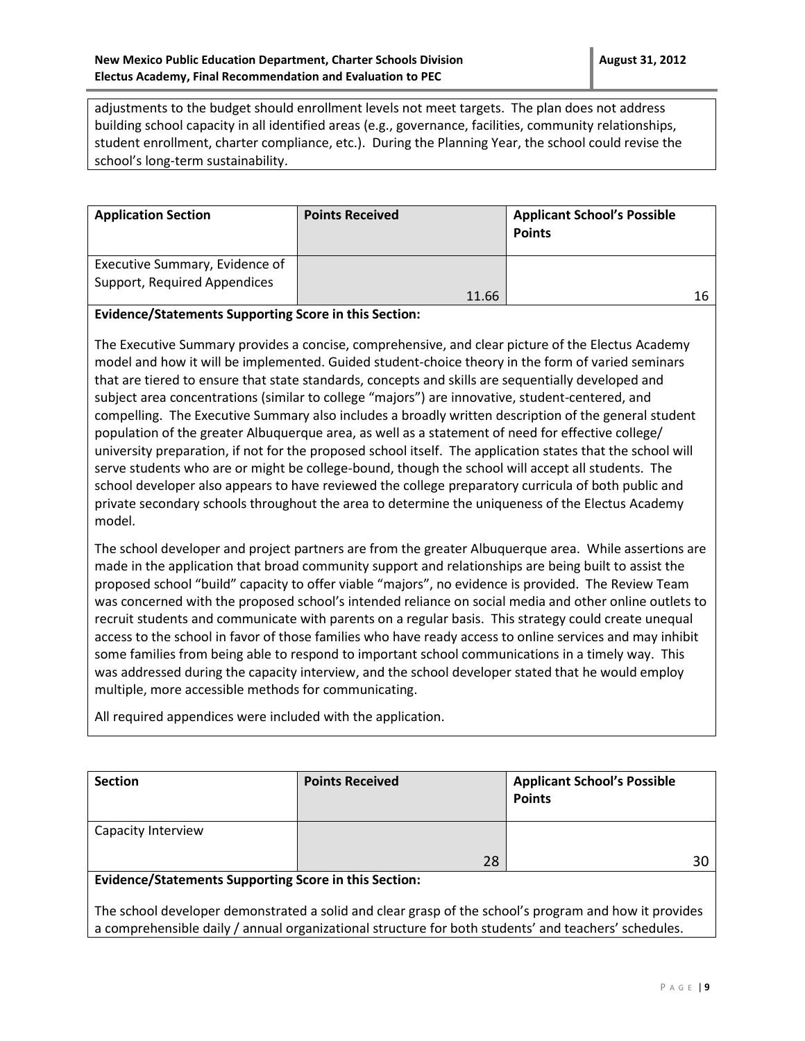adjustments to the budget should enrollment levels not meet targets. The plan does not address building school capacity in all identified areas (e.g., governance, facilities, community relationships, student enrollment, charter compliance, etc.). During the Planning Year, the school could revise the school's long-term sustainability.

| Application Section | Points Received | Applicant School's Possible Points |
|---|---|---|
| Executive Summary, Evidence of Support, Required Appendices | 11.66 | 16 |

**Evidence/Statements Supporting Score in this Section:**

The Executive Summary provides a concise, comprehensive, and clear picture of the Electus Academy model and how it will be implemented. Guided student-choice theory in the form of varied seminars that are tiered to ensure that state standards, concepts and skills are sequentially developed and subject area concentrations (similar to college "majors") are innovative, student-centered, and compelling. The Executive Summary also includes a broadly written description of the general student population of the greater Albuquerque area, as well as a statement of need for effective college/ university preparation, if not for the proposed school itself. The application states that the school will serve students who are or might be college-bound, though the school will accept all students. The school developer also appears to have reviewed the college preparatory curricula of both public and private secondary schools throughout the area to determine the uniqueness of the Electus Academy model.

The school developer and project partners are from the greater Albuquerque area. While assertions are made in the application that broad community support and relationships are being built to assist the proposed school "build" capacity to offer viable "majors", no evidence is provided. The Review Team was concerned with the proposed school's intended reliance on social media and other online outlets to recruit students and communicate with parents on a regular basis. This strategy could create unequal access to the school in favor of those families who have ready access to online services and may inhibit some families from being able to respond to important school communications in a timely way. This was addressed during the capacity interview, and the school developer stated that he would employ multiple, more accessible methods for communicating.

All required appendices were included with the application.

| Section | Points Received | Applicant School's Possible Points |
|---|---|---|
| Capacity Interview | 28 | 30 |

**Evidence/Statements Supporting Score in this Section:**

The school developer demonstrated a solid and clear grasp of the school's program and how it provides a comprehensible daily / annual organizational structure for both students' and teachers' schedules.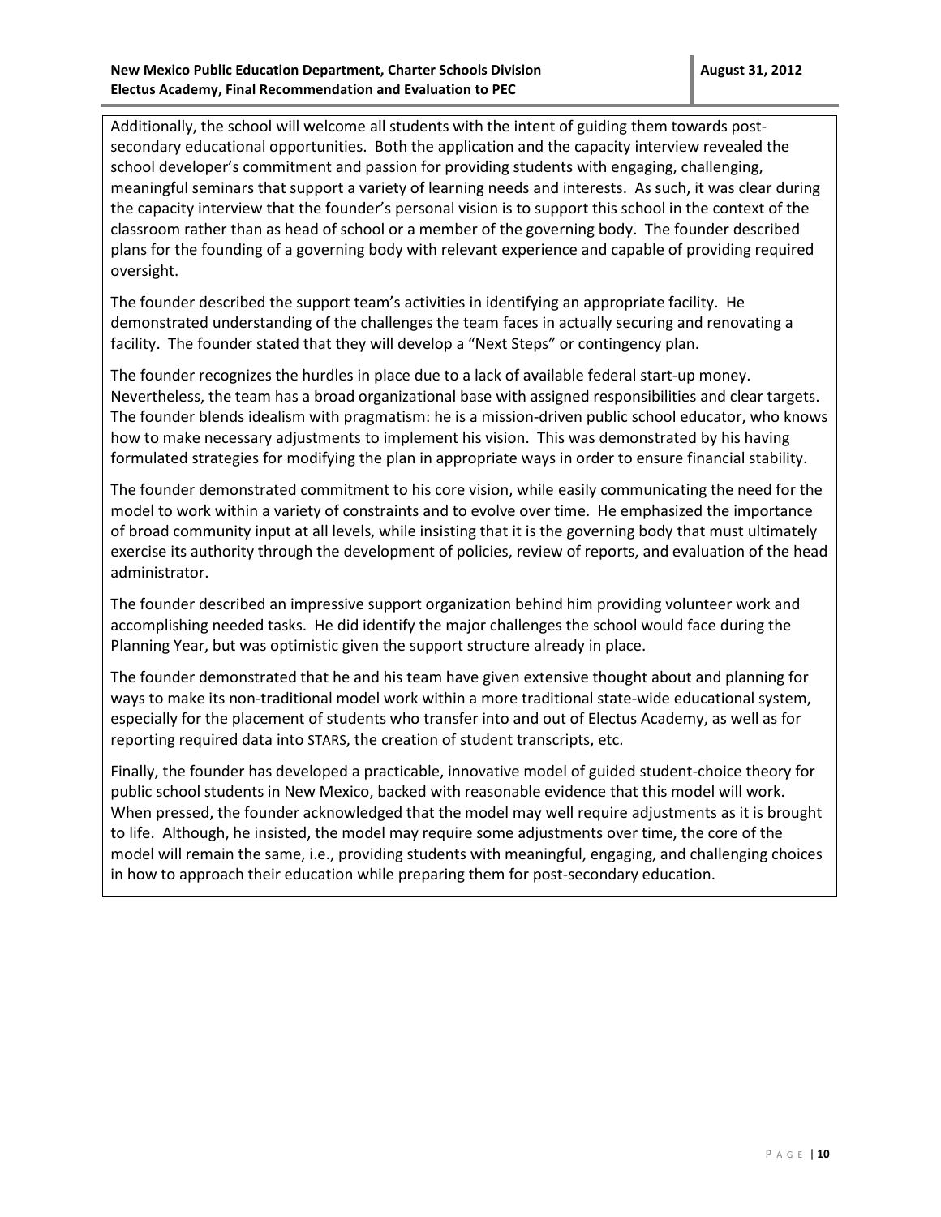Additionally, the school will welcome all students with the intent of guiding them towards post-secondary educational opportunities. Both the application and the capacity interview revealed the school developer's commitment and passion for providing students with engaging, challenging, meaningful seminars that support a variety of learning needs and interests. As such, it was clear during the capacity interview that the founder's personal vision is to support this school in the context of the classroom rather than as head of school or a member of the governing body. The founder described plans for the founding of a governing body with relevant experience and capable of providing required oversight.

The founder described the support team's activities in identifying an appropriate facility. He demonstrated understanding of the challenges the team faces in actually securing and renovating a facility. The founder stated that they will develop a "Next Steps" or contingency plan.

The founder recognizes the hurdles in place due to a lack of available federal start-up money. Nevertheless, the team has a broad organizational base with assigned responsibilities and clear targets. The founder blends idealism with pragmatism: he is a mission-driven public school educator, who knows how to make necessary adjustments to implement his vision. This was demonstrated by his having formulated strategies for modifying the plan in appropriate ways in order to ensure financial stability.

The founder demonstrated commitment to his core vision, while easily communicating the need for the model to work within a variety of constraints and to evolve over time. He emphasized the importance of broad community input at all levels, while insisting that it is the governing body that must ultimately exercise its authority through the development of policies, review of reports, and evaluation of the head administrator.

The founder described an impressive support organization behind him providing volunteer work and accomplishing needed tasks. He did identify the major challenges the school would face during the Planning Year, but was optimistic given the support structure already in place.

The founder demonstrated that he and his team have given extensive thought about and planning for ways to make its non-traditional model work within a more traditional state-wide educational system, especially for the placement of students who transfer into and out of Electus Academy, as well as for reporting required data into STARS, the creation of student transcripts, etc.

Finally, the founder has developed a practicable, innovative model of guided student-choice theory for public school students in New Mexico, backed with reasonable evidence that this model will work. When pressed, the founder acknowledged that the model may well require adjustments as it is brought to life. Although, he insisted, the model may require some adjustments over time, the core of the model will remain the same, i.e., providing students with meaningful, engaging, and challenging choices in how to approach their education while preparing them for post-secondary education.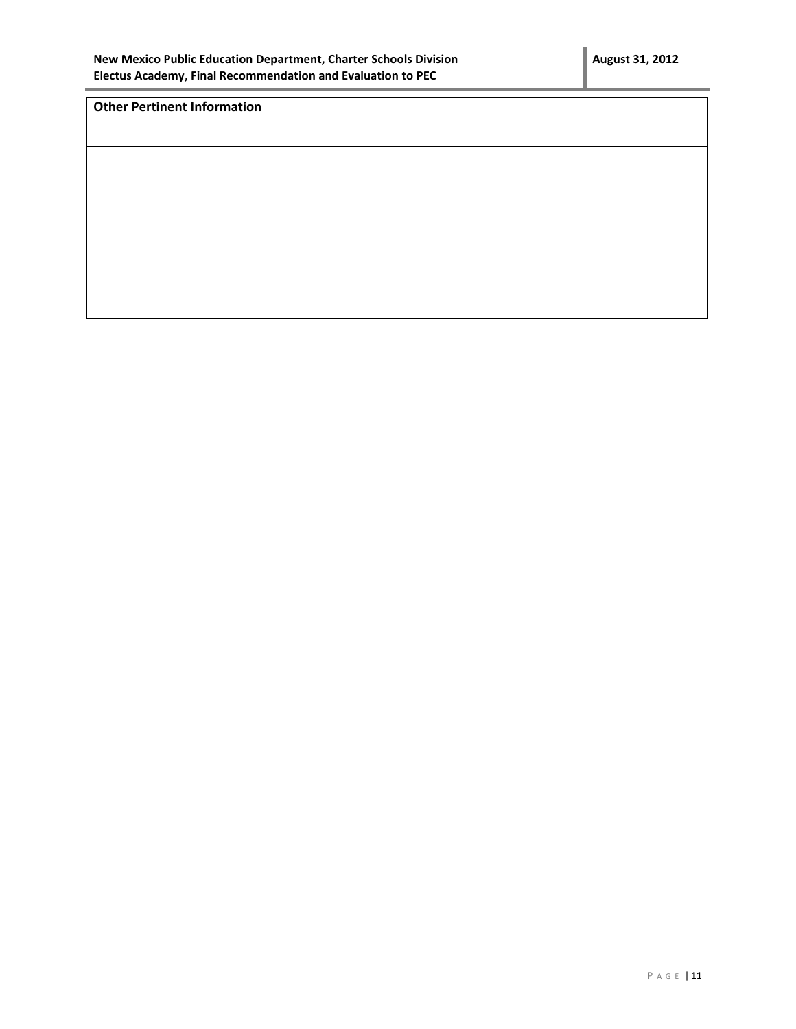| Other Pertinent Information |
| --- |
| |